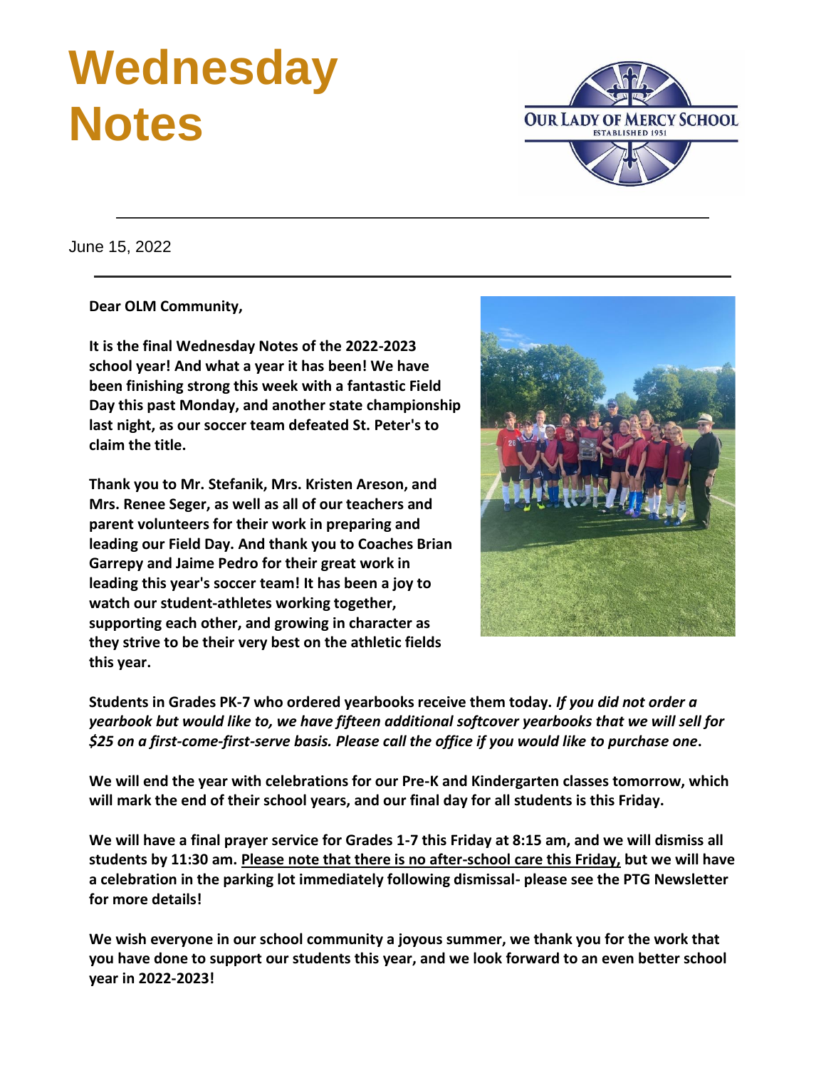# Wednesday Notes

OUR LADY OF MERCY SCHOOL
ESTABLISHED 1951

June 15, 2022

**Dear OLM Community,**

**It is the final Wednesday Notes of the 2022-2023 school year! And what a year it has been! We have been finishing strong this week with a fantastic Field Day this past Monday, and another state championship last night, as our soccer team defeated St. Peter's to claim the title.**

**Thank you to Mr. Stefanik, Mrs. Kristen Areson, and Mrs. Renee Seger, as well as all of our teachers and parent volunteers for their work in preparing and leading our Field Day. And thank you to Coaches Brian Garrepy and Jaime Pedro for their great work in leading this year's soccer team! It has been a joy to watch our student-athletes working together, supporting each other, and growing in character as they strive to be their very best on the athletic fields this year.**

**Students in Grades PK-7 who ordered yearbooks receive them today.** ***If you did not order a yearbook but would like to, we have fifteen additional softcover yearbooks that we will sell for $25 on a first-come-first-serve basis. Please call the office if you would like to purchase one*****.**

**We will end the year with celebrations for our Pre-K and Kindergarten classes tomorrow, which will mark the end of their school years, and our final day for all students is this Friday.**

**We will have a final prayer service for Grades 1-7 this Friday at 8:15 am, and we will dismiss all students by 11:30 am. <u>Please note that there is no after-school care this Friday,</u> but we will have a celebration in the parking lot immediately following dismissal- please see the PTG Newsletter for more details!**

**We wish everyone in our school community a joyous summer, we thank you for the work that you have done to support our students this year, and we look forward to an even better school year in 2022-2023!**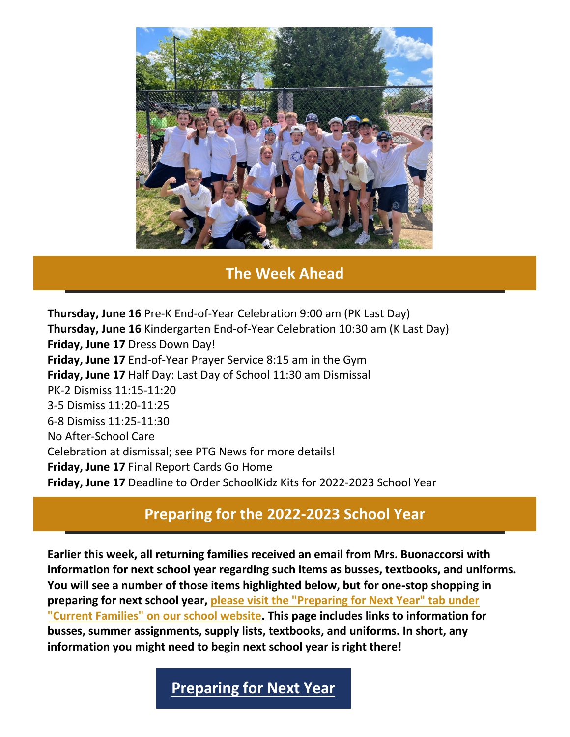## The Week Ahead

**Thursday, June 16** Pre-K End-of-Year Celebration 9:00 am (PK Last Day)
**Thursday, June 16** Kindergarten End-of-Year Celebration 10:30 am (K Last Day)
**Friday, June 17** Dress Down Day!
**Friday, June 17** End-of-Year Prayer Service 8:15 am in the Gym
**Friday, June 17** Half Day: Last Day of School 11:30 am Dismissal
PK-2 Dismiss 11:15-11:20
3-5 Dismiss 11:20-11:25
6-8 Dismiss 11:25-11:30
No After-School Care
Celebration at dismissal; see PTG News for more details!
**Friday, June 17** Final Report Cards Go Home
**Friday, June 17** Deadline to Order SchoolKidz Kits for 2022-2023 School Year

## Preparing for the 2022-2023 School Year

**Earlier this week, all returning families received an email from Mrs. Buonaccorsi with information for next school year regarding such items as busses, textbooks, and uniforms. You will see a number of those items highlighted below, but for one-stop shopping in preparing for next school year, please visit the "Preparing for Next Year" tab under "Current Families" on our school website. This page includes links to information for busses, summer assignments, supply lists, textbooks, and uniforms. In short, any information you might need to begin next school year is right there!**

**Preparing for Next Year**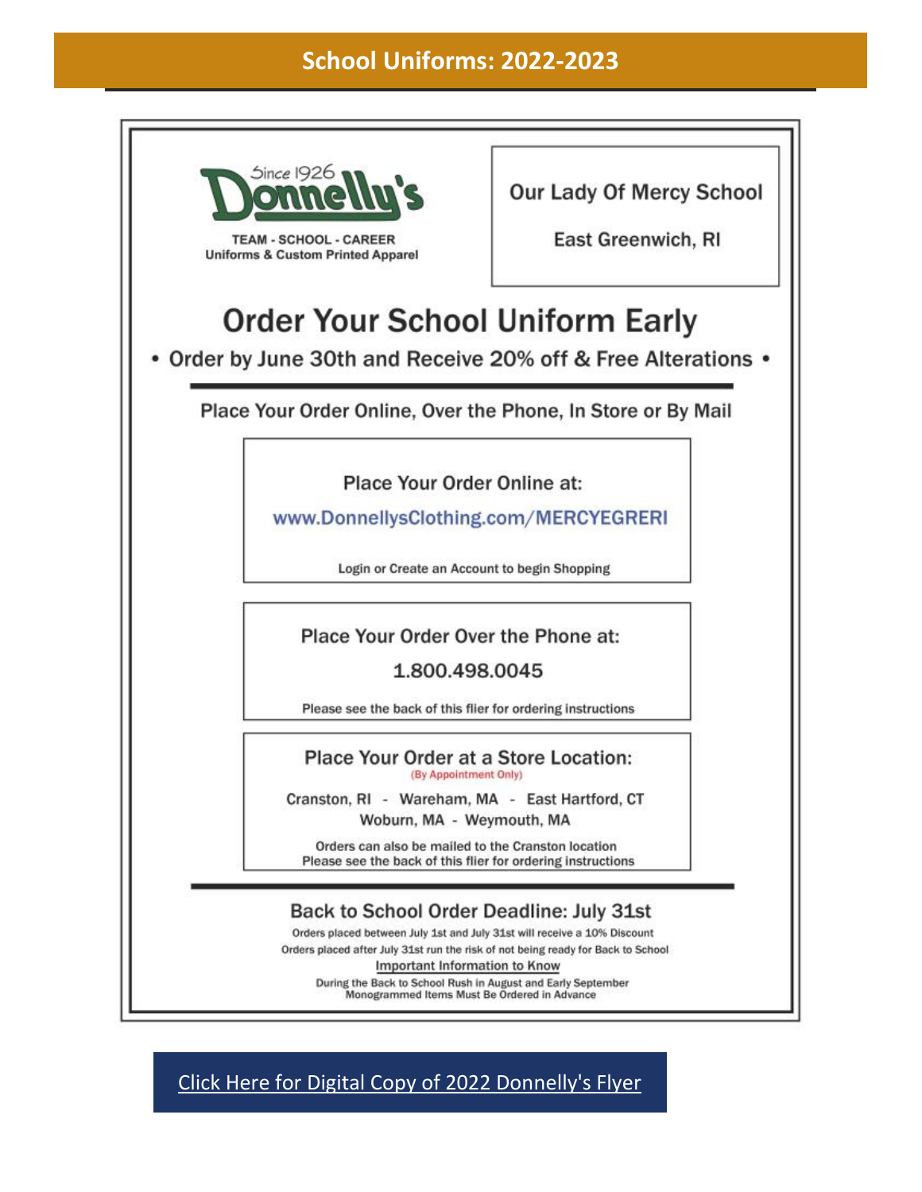# School Uniforms: 2022-2023

Since 1926 Donnelly's

TEAM - SCHOOL - CAREER
Uniforms & Custom Printed Apparel

Our Lady Of Mercy School

East Greenwich, RI

## Order Your School Uniform Early

• Order by June 30th and Receive 20% off & Free Alterations •

Place Your Order Online, Over the Phone, In Store or By Mail

**Place Your Order Online at:**

www.DonnellysClothing.com/MERCYEGRERI

Login or Create an Account to begin Shopping

**Place Your Order Over the Phone at:**

1.800.498.0045

Please see the back of this flier for ordering instructions

**Place Your Order at a Store Location:**
(By Appointment Only)

Cranston, RI - Wareham, MA - East Hartford, CT
Woburn, MA - Weymouth, MA

Orders can also be mailed to the Cranston location
Please see the back of this flier for ordering instructions

### Back to School Order Deadline: July 31st

Orders placed between July 1st and July 31st will receive a 10% Discount
Orders placed after July 31st run the risk of not being ready for Back to School

Important Information to Know

During the Back to School Rush in August and Early September
Monogrammed Items Must Be Ordered in Advance

Click Here for Digital Copy of 2022 Donnelly's Flyer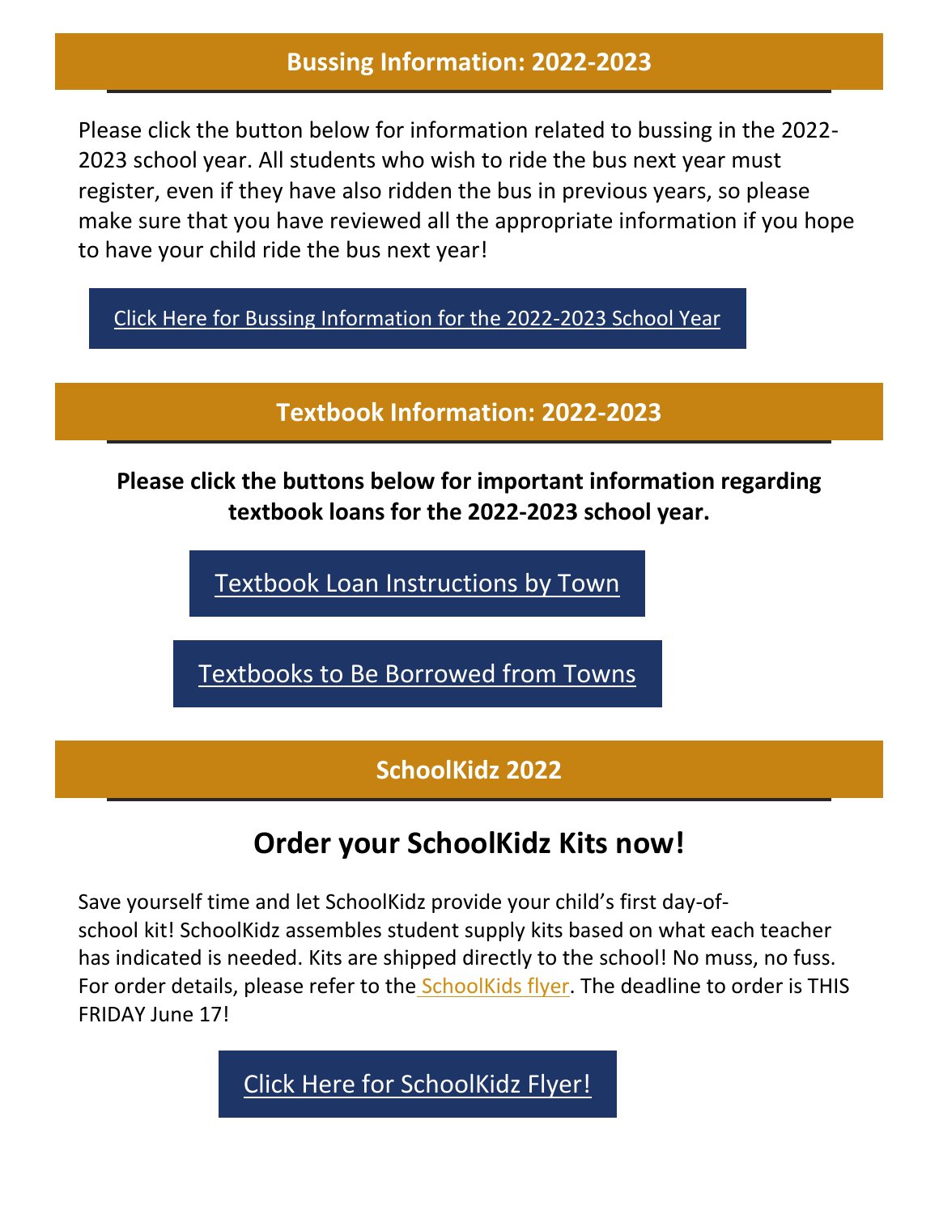## Bussing Information: 2022-2023

Please click the button below for information related to bussing in the 2022-2023 school year. All students who wish to ride the bus next year must register, even if they have also ridden the bus in previous years, so please make sure that you have reviewed all the appropriate information if you hope to have your child ride the bus next year!

Click Here for Bussing Information for the 2022-2023 School Year

## Textbook Information: 2022-2023

**Please click the buttons below for important information regarding textbook loans for the 2022-2023 school year.**

Textbook Loan Instructions by Town

Textbooks to Be Borrowed from Towns

## SchoolKidz 2022

# Order your SchoolKidz Kits now!

Save yourself time and let SchoolKidz provide your child's first day-of-school kit! SchoolKidz assembles student supply kits based on what each teacher has indicated is needed. Kits are shipped directly to the school! No muss, no fuss. For order details, please refer to the SchoolKids flyer. The deadline to order is THIS FRIDAY June 17!

Click Here for SchoolKidz Flyer!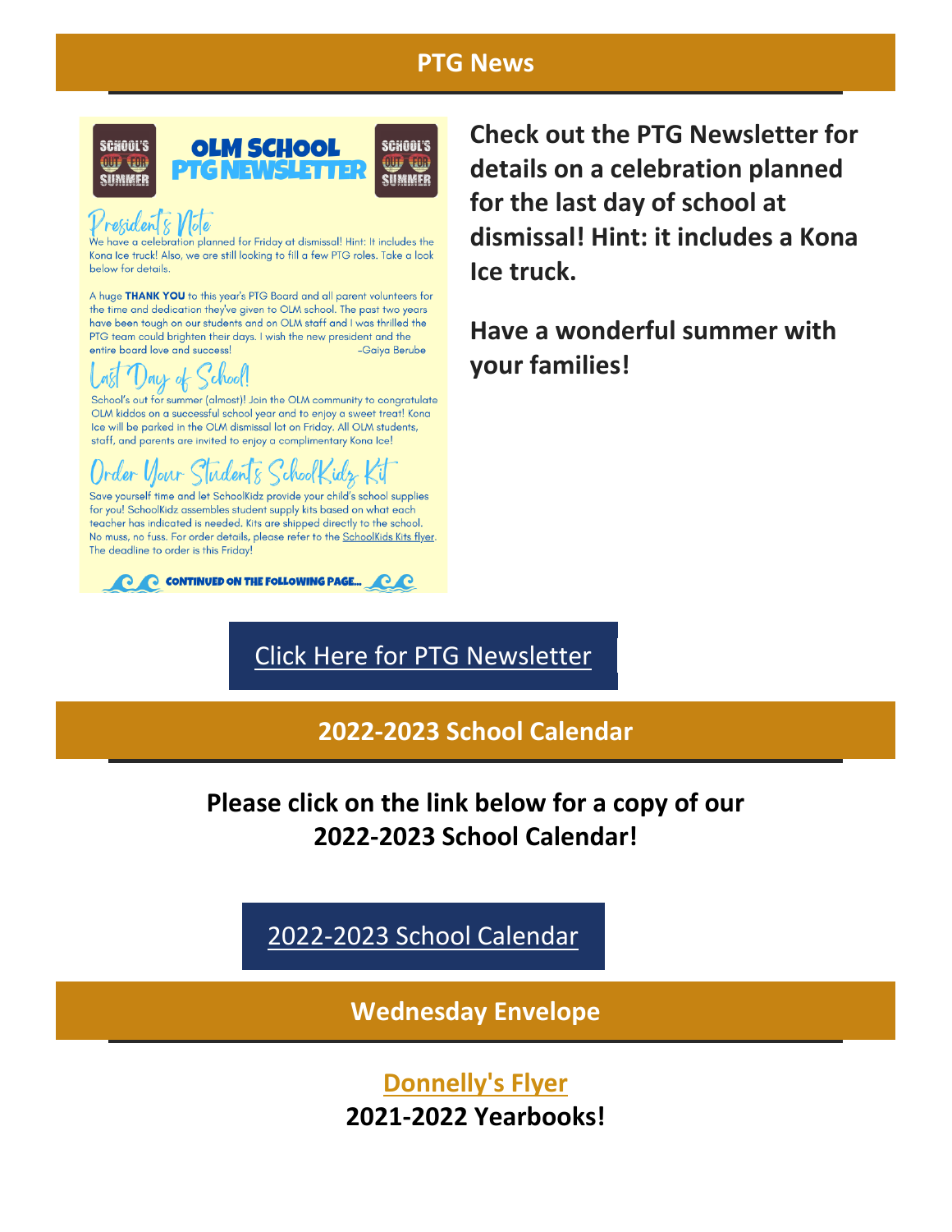## PTG News

**OLM SCHOOL PTG NEWSLETTER**

SCHOOL'S OUT FOR SUMMER

President's Note

We have a celebration planned for Friday at dismissal! Hint: It includes the Kona Ice truck! Also, we are still looking to fill a few PTG roles. Take a look below for details.

A huge **THANK YOU** to this year's PTG Board and all parent volunteers for the time and dedication they've given to OLM school. The past two years have been tough on our students and on OLM staff and I was thrilled the PTG team could brighten their days. I wish the new president and the entire board love and success! -Gaiya Berube

Last Day of School!

School's out for summer (almost)! Join the OLM community to congratulate OLM kiddos on a successful school year and to enjoy a sweet treat! Kona Ice will be parked in the OLM dismissal lot on Friday. All OLM students, staff, and parents are invited to enjoy a complimentary Kona Ice!

Order Your Student's SchoolKidz Kit

Save yourself time and let SchoolKidz provide your child's school supplies for you! SchoolKidz assembles student supply kits based on what each teacher has indicated is needed. Kits are shipped directly to the school. No muss, no fuss. For order details, please refer to the SchoolKids Kits flyer. The deadline to order is this Friday!

CONTINUED ON THE FOLLOWING PAGE...

**Check out the PTG Newsletter for details on a celebration planned for the last day of school at dismissal! Hint: it includes a Kona Ice truck.**

**Have a wonderful summer with your families!**

Click Here for PTG Newsletter

## 2022-2023 School Calendar

**Please click on the link below for a copy of our 2022-2023 School Calendar!**

2022-2023 School Calendar

## Wednesday Envelope

**Donnelly's Flyer**

**2021-2022 Yearbooks!**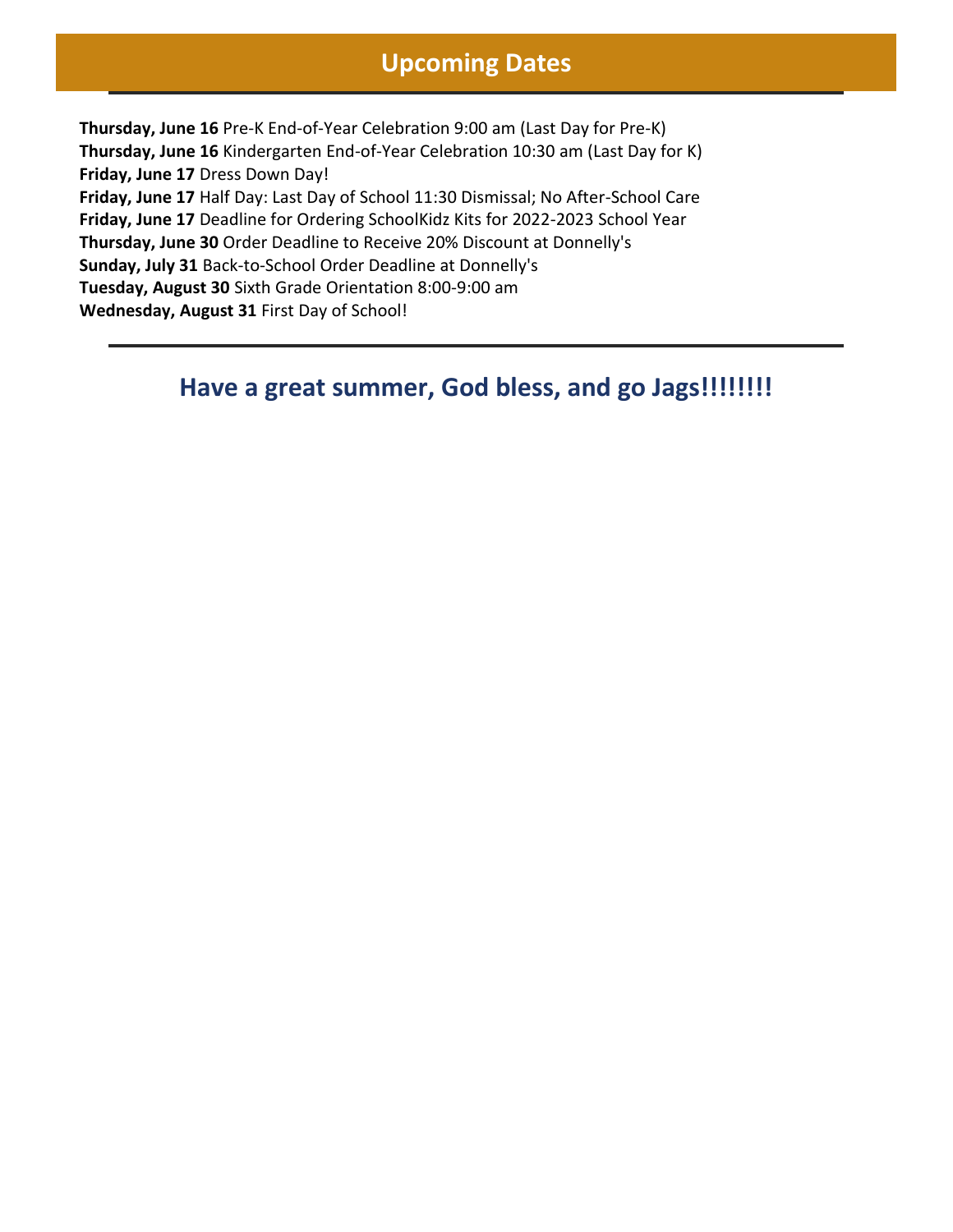## Upcoming Dates

**Thursday, June 16** Pre-K End-of-Year Celebration 9:00 am (Last Day for Pre-K)
**Thursday, June 16** Kindergarten End-of-Year Celebration 10:30 am (Last Day for K)
**Friday, June 17** Dress Down Day!
**Friday, June 17** Half Day: Last Day of School 11:30 Dismissal; No After-School Care
**Friday, June 17** Deadline for Ordering SchoolKidz Kits for 2022-2023 School Year
**Thursday, June 30** Order Deadline to Receive 20% Discount at Donnelly's
**Sunday, July 31** Back-to-School Order Deadline at Donnelly's
**Tuesday, August 30** Sixth Grade Orientation 8:00-9:00 am
**Wednesday, August 31** First Day of School!

---

**Have a great summer, God bless, and go Jags!!!!!!!!**